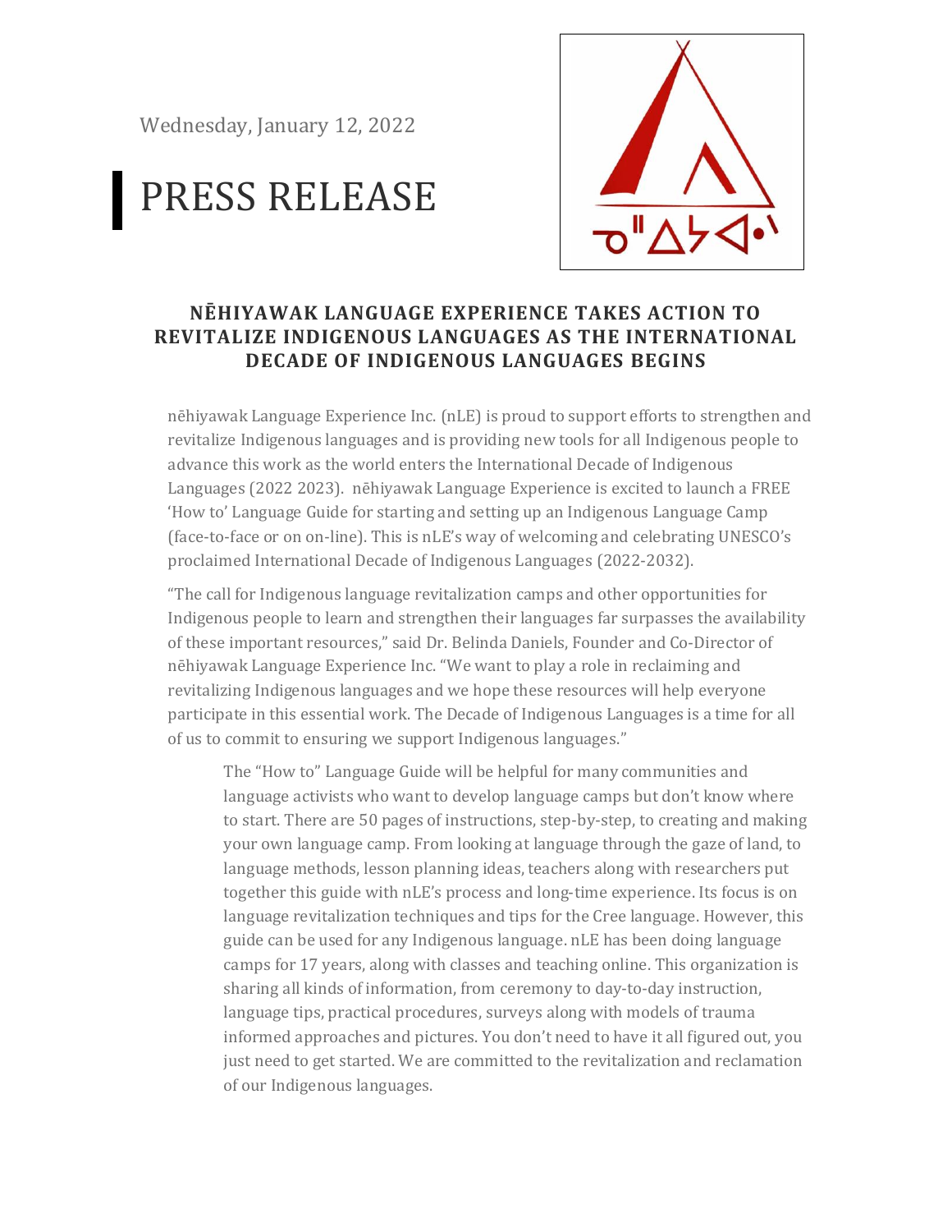Wednesday, January 12, 2022

# PRESS RELEASE

## NĒHIYAWAK LANGUAGE EXPERIENCE TAKES ACTION TO REVITALIZE INDIGENOUS LANGUAGES AS THE INTERNATIONAL DECADE OF INDIGENOUS LANGUAGES BEGINS

nēhiyawak Language Experience Inc. (nLE) is proud to support efforts to strengthen and revitalize Indigenous languages and is providing new tools for all Indigenous people to advance this work as the world enters the International Decade of Indigenous Languages (2022 2023). nēhiyawak Language Experience is excited to launch a FREE 'How to' Language Guide for starting and setting up an Indigenous Language Camp (face-to-face or on on-line). This is nLE's way of welcoming and celebrating UNESCO's proclaimed International Decade of Indigenous Languages (2022-2032).

"The call for Indigenous language revitalization camps and other opportunities for Indigenous people to learn and strengthen their languages far surpasses the availability of these important resources," said Dr. Belinda Daniels, Founder and Co-Director of nēhiyawak Language Experience Inc. "We want to play a role in reclaiming and revitalizing Indigenous languages and we hope these resources will help everyone participate in this essential work. The Decade of Indigenous Languages is a time for all of us to commit to ensuring we support Indigenous languages."

> The "How to" Language Guide will be helpful for many communities and language activists who want to develop language camps but don't know where to start. There are 50 pages of instructions, step-by-step, to creating and making your own language camp. From looking at language through the gaze of land, to language methods, lesson planning ideas, teachers along with researchers put together this guide with nLE's process and long-time experience. Its focus is on language revitalization techniques and tips for the Cree language. However, this guide can be used for any Indigenous language. nLE has been doing language camps for 17 years, along with classes and teaching online. This organization is sharing all kinds of information, from ceremony to day-to-day instruction, language tips, practical procedures, surveys along with models of trauma informed approaches and pictures. You don't need to have it all figured out, you just need to get started. We are committed to the revitalization and reclamation of our Indigenous languages.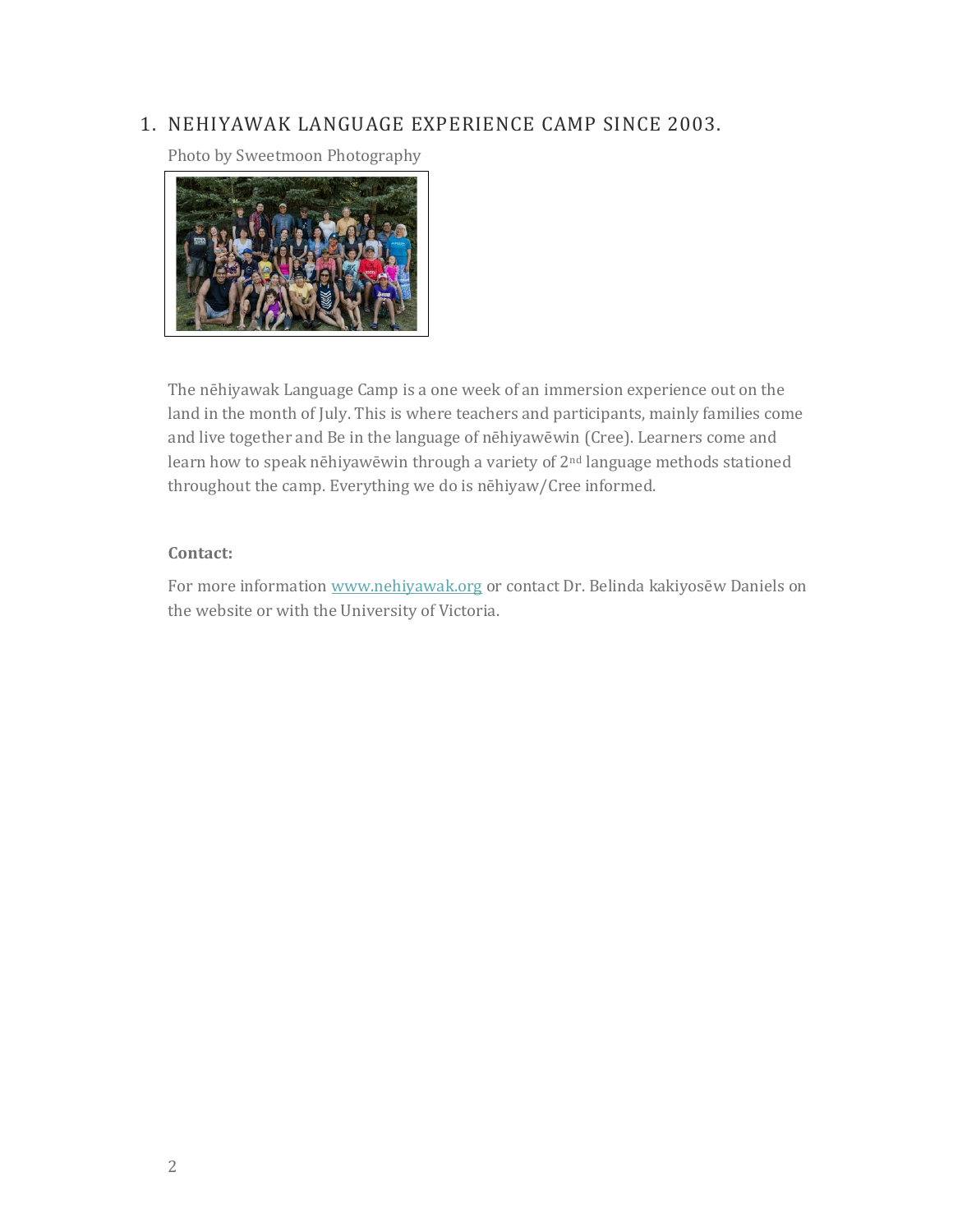1. NEHIYAWAK LANGUAGE EXPERIENCE CAMP SINCE 2003.

Photo by Sweetmoon Photography

The nēhiyawak Language Camp is a one week of an immersion experience out on the land in the month of July. This is where teachers and participants, mainly families come and live together and Be in the language of nēhiyawēwin (Cree). Learners come and learn how to speak nēhiyawēwin through a variety of 2nd language methods stationed throughout the camp. Everything we do is nēhiyaw/Cree informed.

**Contact:**

For more information www.nehiyawak.org or contact Dr. Belinda kakiyosēw Daniels on the website or with the University of Victoria.